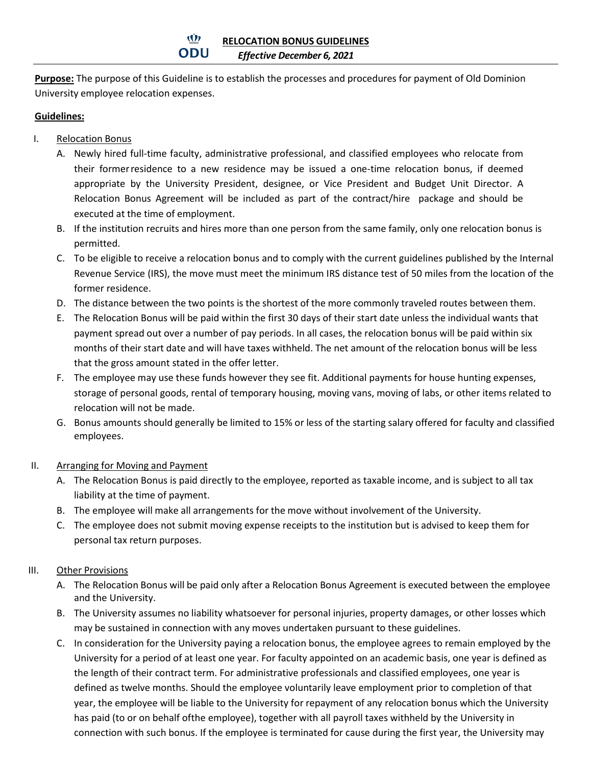# RELOCATION BONUS GUIDELINES

***Effective December 6, 2021***

**Purpose:** The purpose of this Guideline is to establish the processes and procedures for payment of Old Dominion University employee relocation expenses.

**Guidelines:**

I. Relocation Bonus

A. Newly hired full-time faculty, administrative professional, and classified employees who relocate from their former residence to a new residence may be issued a one-time relocation bonus, if deemed appropriate by the University President, designee, or Vice President and Budget Unit Director. A Relocation Bonus Agreement will be included as part of the contract/hire package and should be executed at the time of employment.

B. If the institution recruits and hires more than one person from the same family, only one relocation bonus is permitted.

C. To be eligible to receive a relocation bonus and to comply with the current guidelines published by the Internal Revenue Service (IRS), the move must meet the minimum IRS distance test of 50 miles from the location of the former residence.

D. The distance between the two points is the shortest of the more commonly traveled routes between them.

E. The Relocation Bonus will be paid within the first 30 days of their start date unless the individual wants that payment spread out over a number of pay periods. In all cases, the relocation bonus will be paid within six months of their start date and will have taxes withheld. The net amount of the relocation bonus will be less that the gross amount stated in the offer letter.

F. The employee may use these funds however they see fit. Additional payments for house hunting expenses, storage of personal goods, rental of temporary housing, moving vans, moving of labs, or other items related to relocation will not be made.

G. Bonus amounts should generally be limited to 15% or less of the starting salary offered for faculty and classified employees.

II. Arranging for Moving and Payment

A. The Relocation Bonus is paid directly to the employee, reported as taxable income, and is subject to all tax liability at the time of payment.

B. The employee will make all arrangements for the move without involvement of the University.

C. The employee does not submit moving expense receipts to the institution but is advised to keep them for personal tax return purposes.

III. Other Provisions

A. The Relocation Bonus will be paid only after a Relocation Bonus Agreement is executed between the employee and the University.

B. The University assumes no liability whatsoever for personal injuries, property damages, or other losses which may be sustained in connection with any moves undertaken pursuant to these guidelines.

C. In consideration for the University paying a relocation bonus, the employee agrees to remain employed by the University for a period of at least one year. For faculty appointed on an academic basis, one year is defined as the length of their contract term. For administrative professionals and classified employees, one year is defined as twelve months. Should the employee voluntarily leave employment prior to completion of that year, the employee will be liable to the University for repayment of any relocation bonus which the University has paid (to or on behalf ofthe employee), together with all payroll taxes withheld by the University in connection with such bonus. If the employee is terminated for cause during the first year, the University may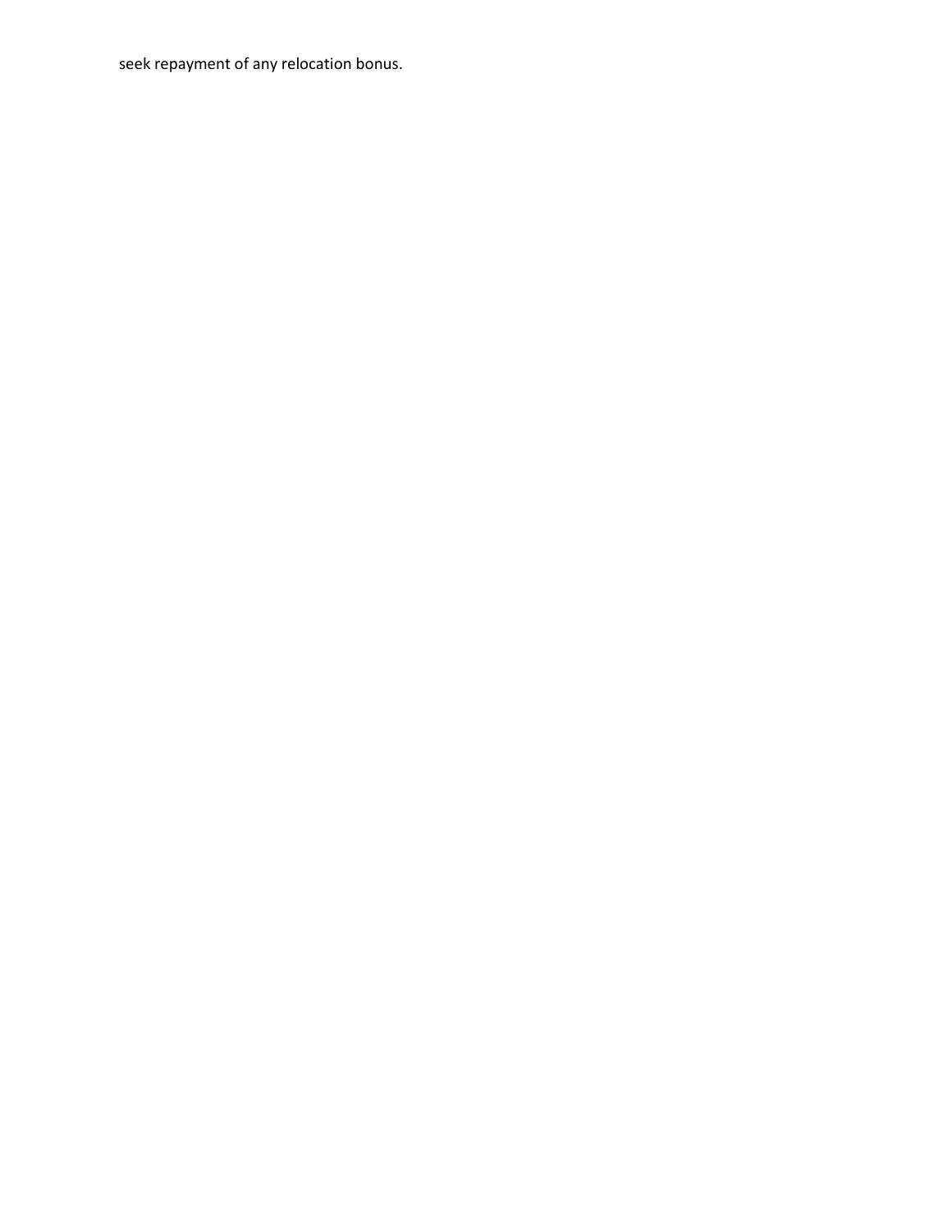seek repayment of any relocation bonus.